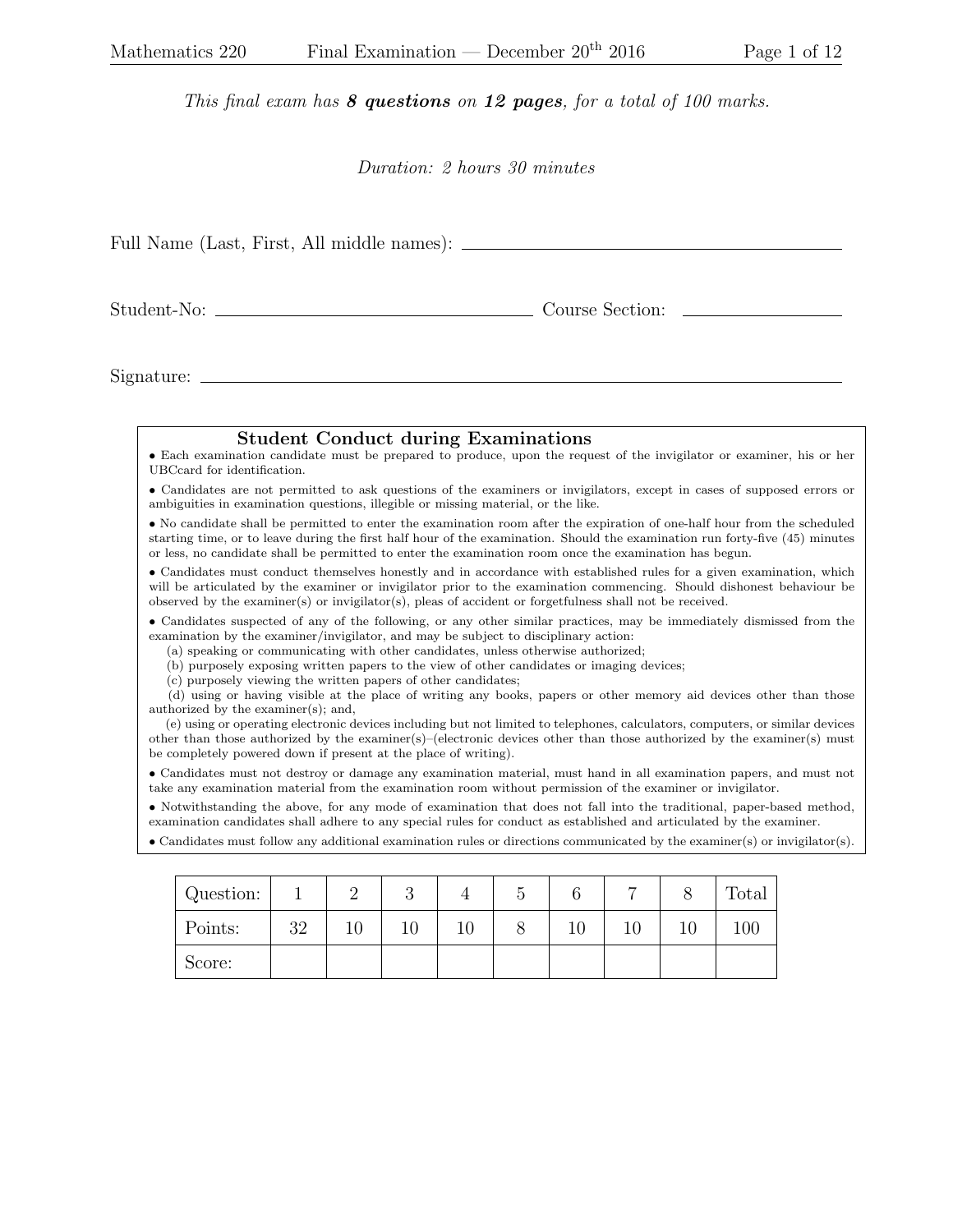*This final exam has **8 questions** on **12 pages**, for a total of 100 marks.*

*Duration: 2 hours 30 minutes*

Full Name (Last, First, All middle names): ______________________________

Student-No: ______________________________ Course Section: ______________

Signature: ______________________________

### Student Conduct during Examinations

- Each examination candidate must be prepared to produce, upon the request of the invigilator or examiner, his or her UBCcard for identification.
- Candidates are not permitted to ask questions of the examiners or invigilators, except in cases of supposed errors or ambiguities in examination questions, illegible or missing material, or the like.
- No candidate shall be permitted to enter the examination room after the expiration of one-half hour from the scheduled starting time, or to leave during the first half hour of the examination. Should the examination run forty-five (45) minutes or less, no candidate shall be permitted to enter the examination room once the examination has begun.
- Candidates must conduct themselves honestly and in accordance with established rules for a given examination, which will be articulated by the examiner or invigilator prior to the examination commencing. Should dishonest behaviour be observed by the examiner(s) or invigilator(s), pleas of accident or forgetfulness shall not be received.
- Candidates suspected of any of the following, or any other similar practices, may be immediately dismissed from the examination by the examiner/invigilator, and may be subject to disciplinary action:
  (a) speaking or communicating with other candidates, unless otherwise authorized;
  (b) purposely exposing written papers to the view of other candidates or imaging devices;
  (c) purposely viewing the written papers of other candidates;
  (d) using or having visible at the place of writing any books, papers or other memory aid devices other than those authorized by the examiner(s); and,
  (e) using or operating electronic devices including but not limited to telephones, calculators, computers, or similar devices other than those authorized by the examiner(s)–(electronic devices other than those authorized by the examiner(s) must be completely powered down if present at the place of writing).
- Candidates must not destroy or damage any examination material, must hand in all examination papers, and must not take any examination material from the examination room without permission of the examiner or invigilator.
- Notwithstanding the above, for any mode of examination that does not fall into the traditional, paper-based method, examination candidates shall adhere to any special rules for conduct as established and articulated by the examiner.
- Candidates must follow any additional examination rules or directions communicated by the examiner(s) or invigilator(s).

| Question: | 1 | 2 | 3 | 4 | 5 | 6 | 7 | 8 | Total |
|---|---|---|---|---|---|---|---|---|---|
| Points: | 32 | 10 | 10 | 10 | 8 | 10 | 10 | 10 | 100 |
| Score: | | | | | | | | | |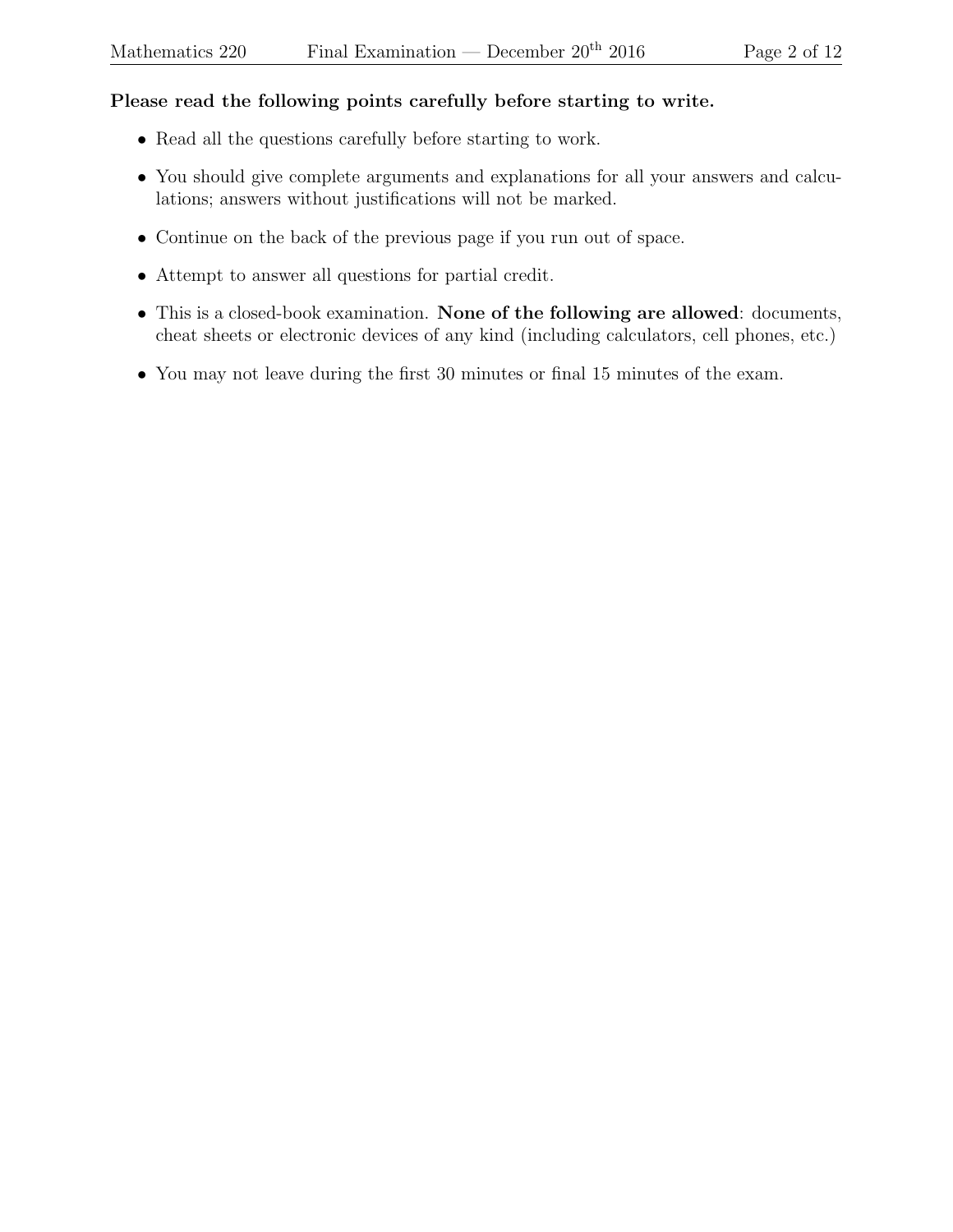**Please read the following points carefully before starting to write.**

- Read all the questions carefully before starting to work.
- You should give complete arguments and explanations for all your answers and calculations; answers without justifications will not be marked.
- Continue on the back of the previous page if you run out of space.
- Attempt to answer all questions for partial credit.
- This is a closed-book examination. **None of the following are allowed**: documents, cheat sheets or electronic devices of any kind (including calculators, cell phones, etc.)
- You may not leave during the first 30 minutes or final 15 minutes of the exam.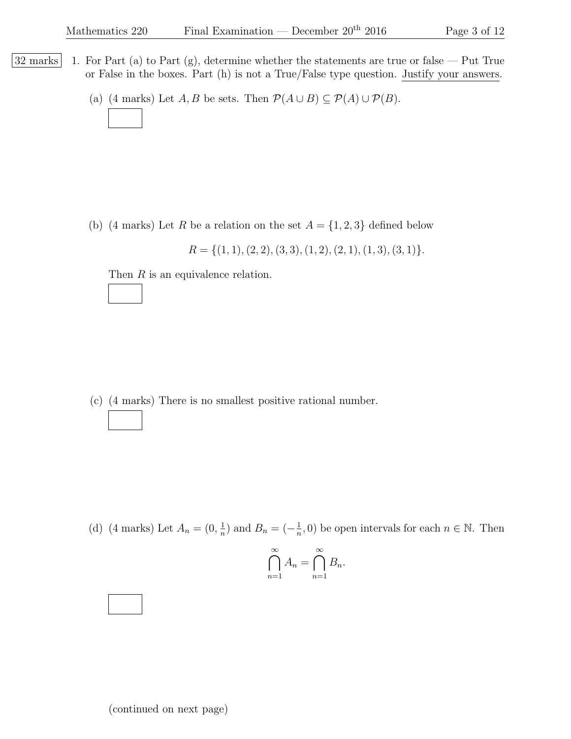32 marks

1. For Part (a) to Part (g), determine whether the statements are true or false — Put True or False in the boxes. Part (h) is not a True/False type question. Justify your answers.

   (a) (4 marks) Let $A, B$ be sets. Then $\mathcal{P}(A \cup B) \subseteq \mathcal{P}(A) \cup \mathcal{P}(B)$.

   (b) (4 marks) Let $R$ be a relation on the set $A = \{1, 2, 3\}$ defined below

   $$R = \{(1,1), (2,2), (3,3), (1,2), (2,1), (1,3), (3,1)\}.$$

   Then $R$ is an equivalence relation.

   (c) (4 marks) There is no smallest positive rational number.

   (d) (4 marks) Let $A_n = (0, \frac{1}{n})$ and $B_n = (-\frac{1}{n}, 0)$ be open intervals for each $n \in \mathbb{N}$. Then

   $$\bigcap_{n=1}^{\infty} A_n = \bigcap_{n=1}^{\infty} B_n.$$

(continued on next page)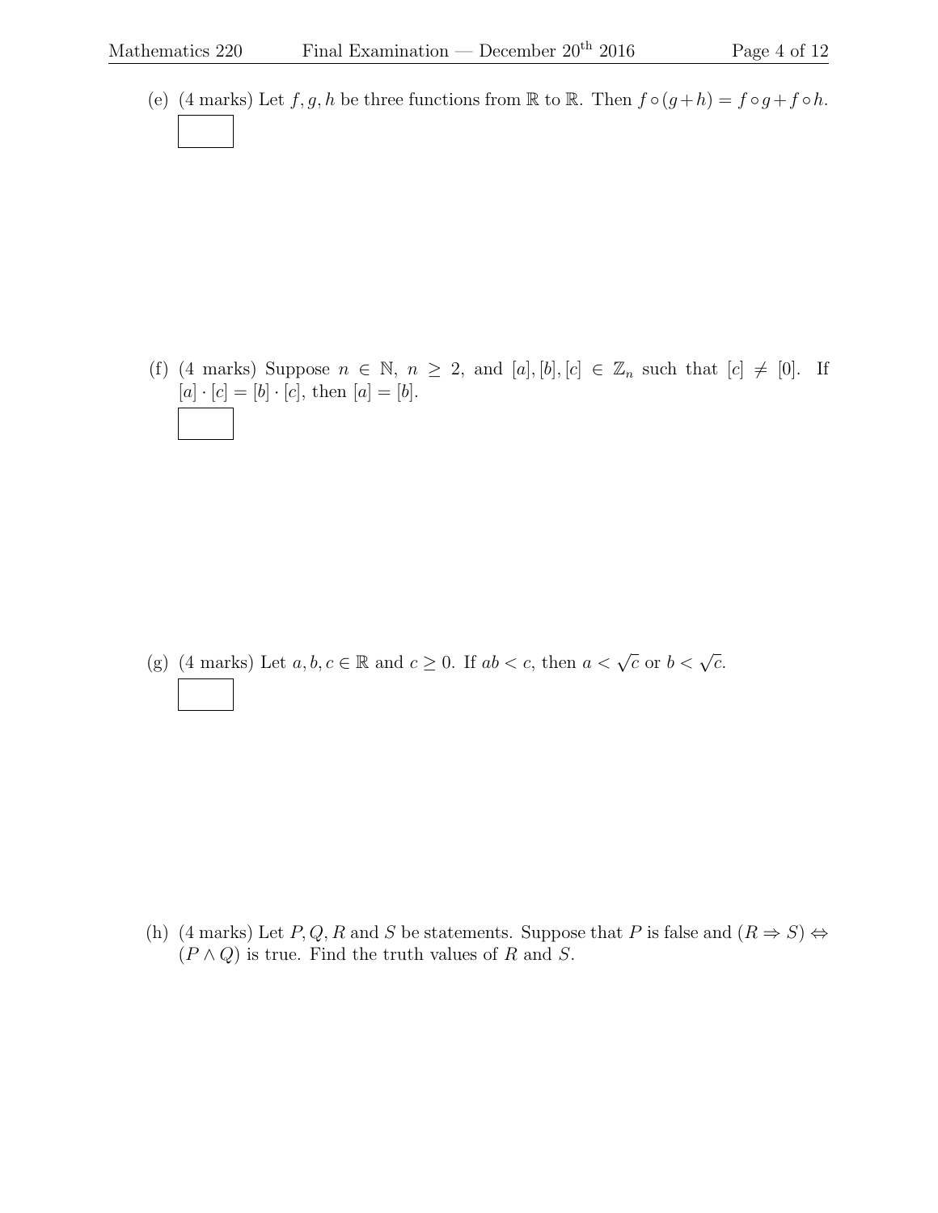(e) (4 marks) Let $f, g, h$ be three functions from $\mathbb{R}$ to $\mathbb{R}$. Then $f \circ (g + h) = f \circ g + f \circ h$.

(f) (4 marks) Suppose $n \in \mathbb{N}$, $n \geq 2$, and $[a], [b], [c] \in \mathbb{Z}_n$ such that $[c] \neq [0]$. If $[a] \cdot [c] = [b] \cdot [c]$, then $[a] = [b]$.

(g) (4 marks) Let $a, b, c \in \mathbb{R}$ and $c \geq 0$. If $ab < c$, then $a < \sqrt{c}$ or $b < \sqrt{c}$.

(h) (4 marks) Let $P, Q, R$ and $S$ be statements. Suppose that $P$ is false and $(R \Rightarrow S) \Leftrightarrow (P \wedge Q)$ is true. Find the truth values of $R$ and $S$.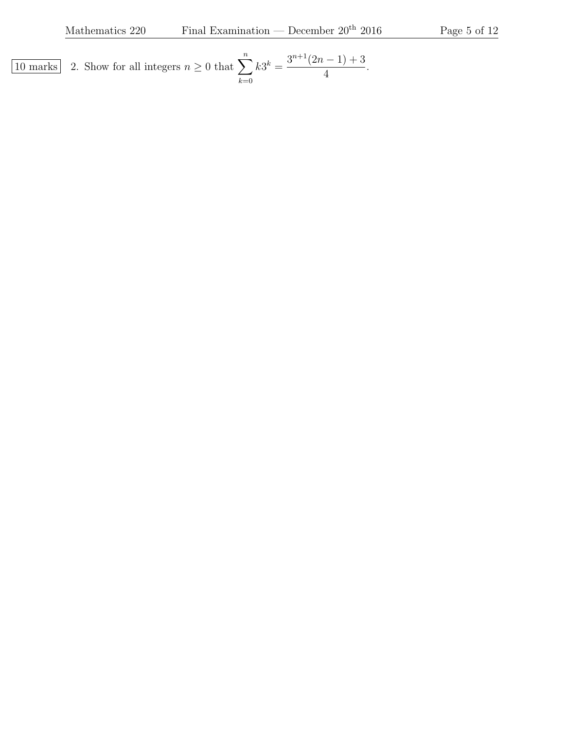10 marks 2. Show for all integers $n \geq 0$ that $\displaystyle\sum_{k=0}^{n} k3^k = \frac{3^{n+1}(2n-1)+3}{4}$.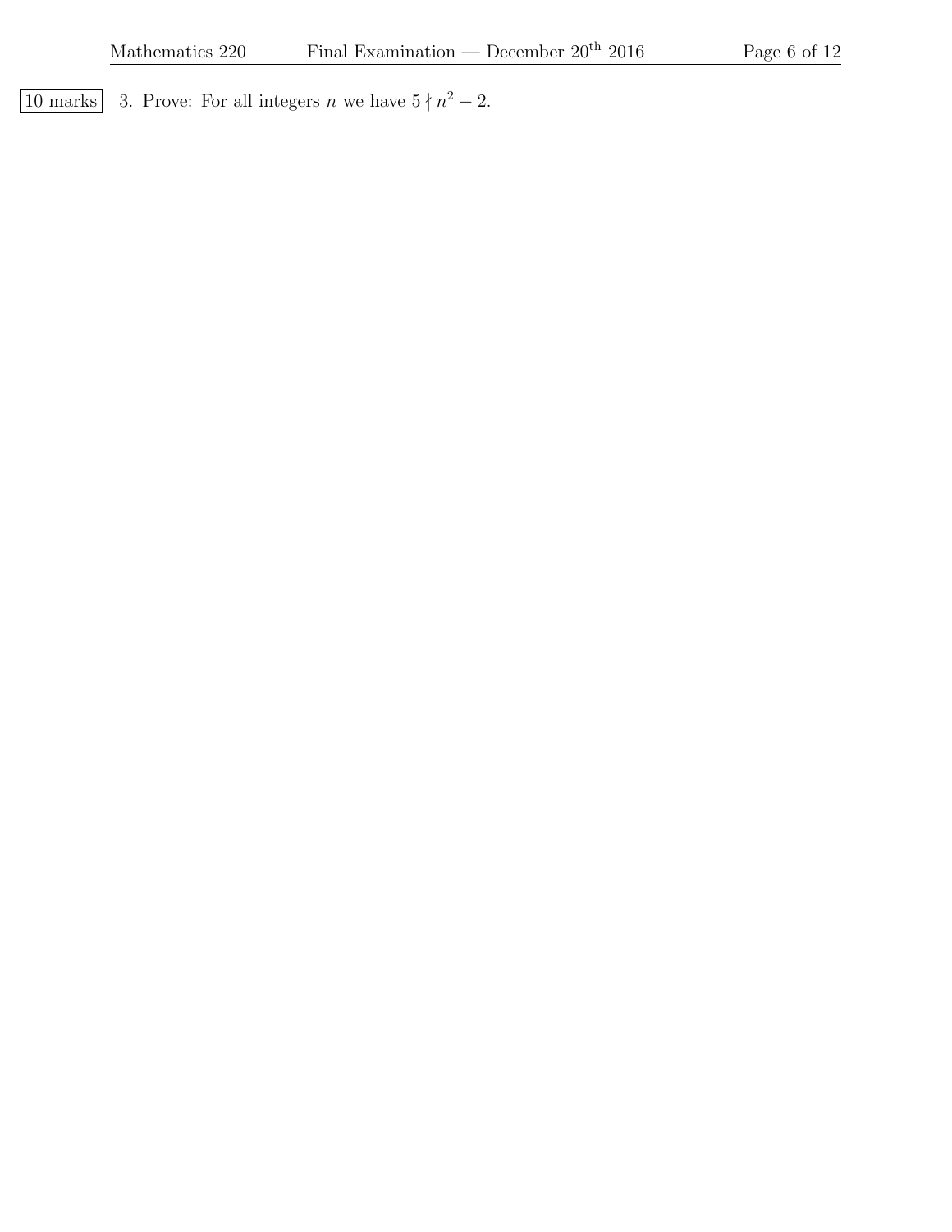10 marks 3. Prove: For all integers $n$ we have $5 \nmid n^2 - 2$.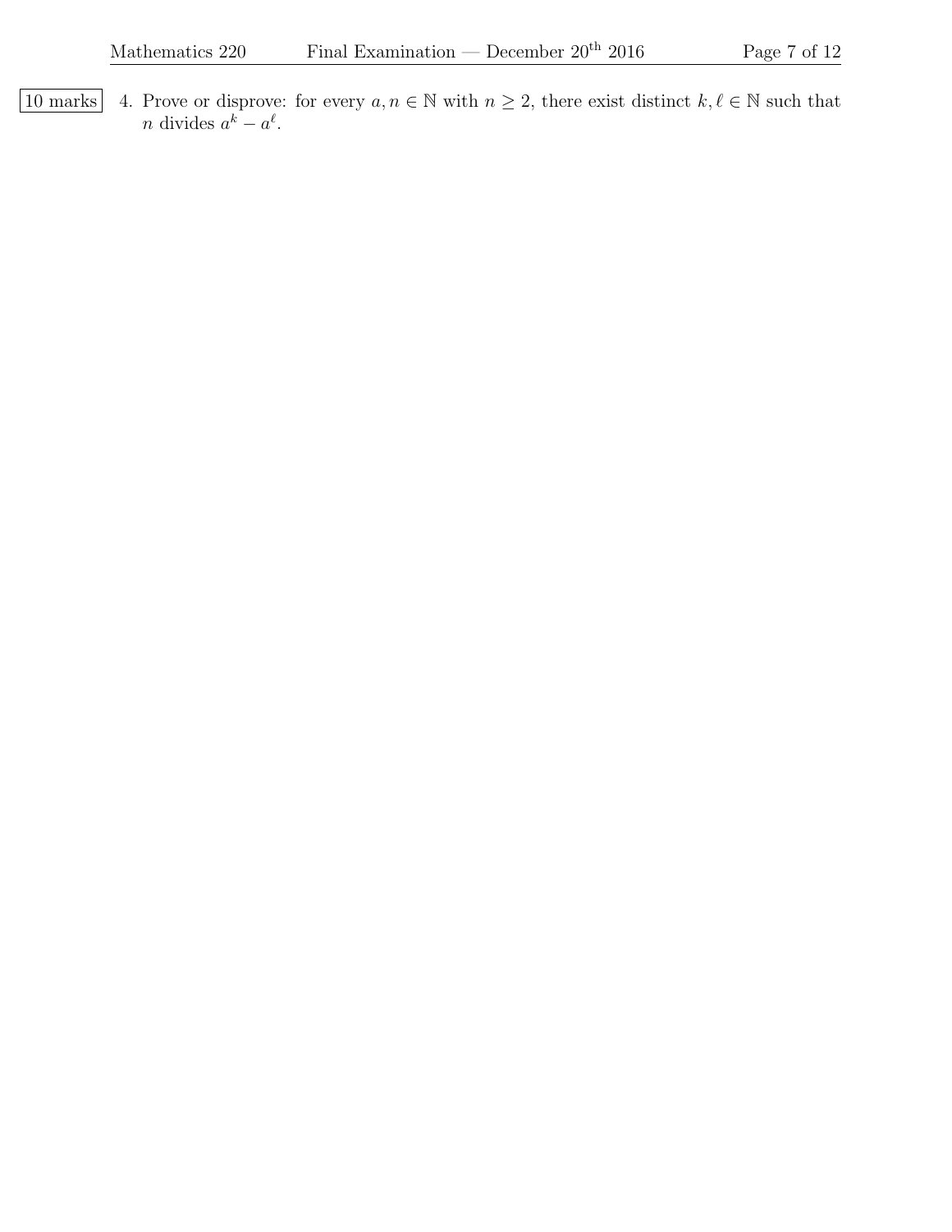10 marks 4. Prove or disprove: for every $a, n \in \mathbb{N}$ with $n \geq 2$, there exist distinct $k, \ell \in \mathbb{N}$ such that $n$ divides $a^k - a^\ell$.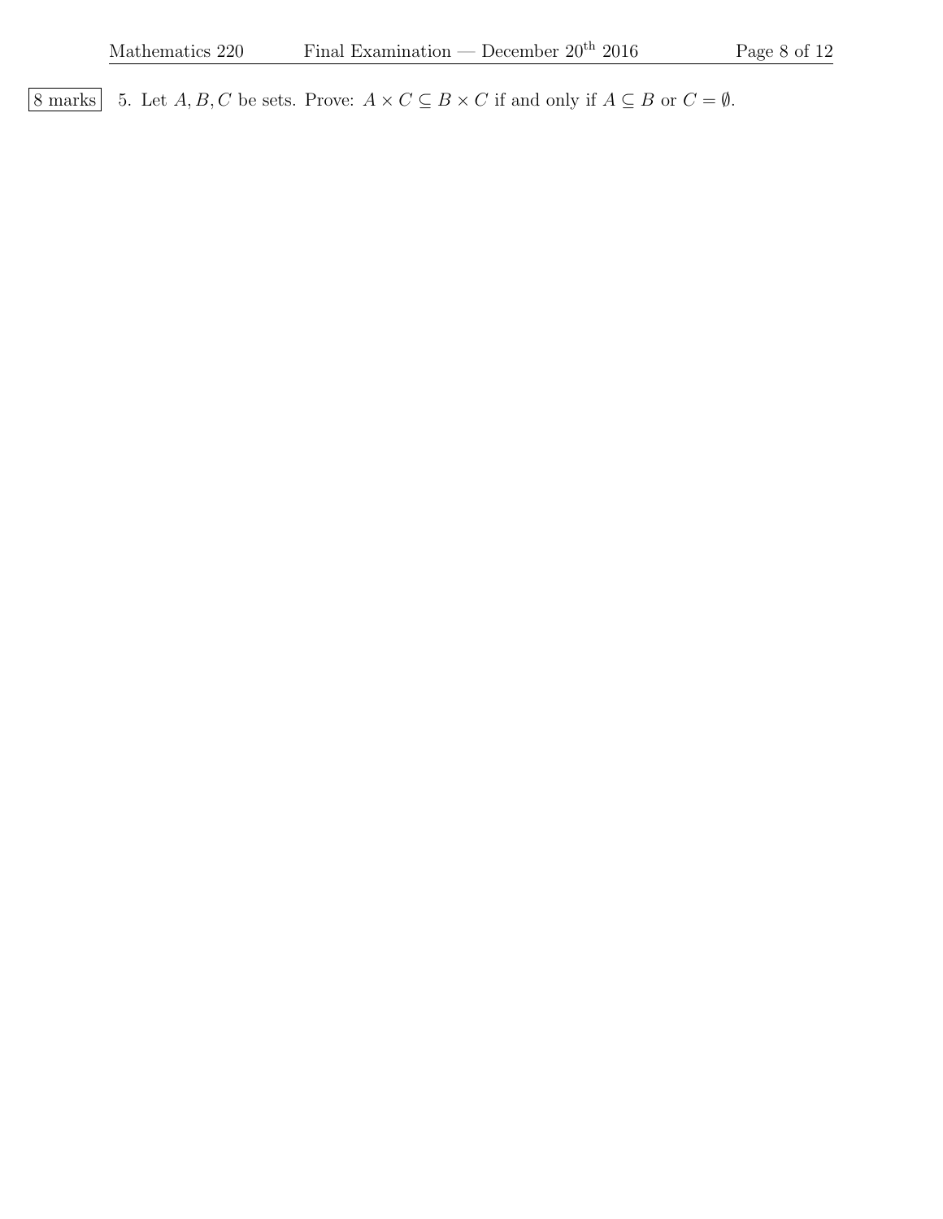8 marks 5. Let $A, B, C$ be sets. Prove: $A \times C \subseteq B \times C$ if and only if $A \subseteq B$ or $C = \emptyset$.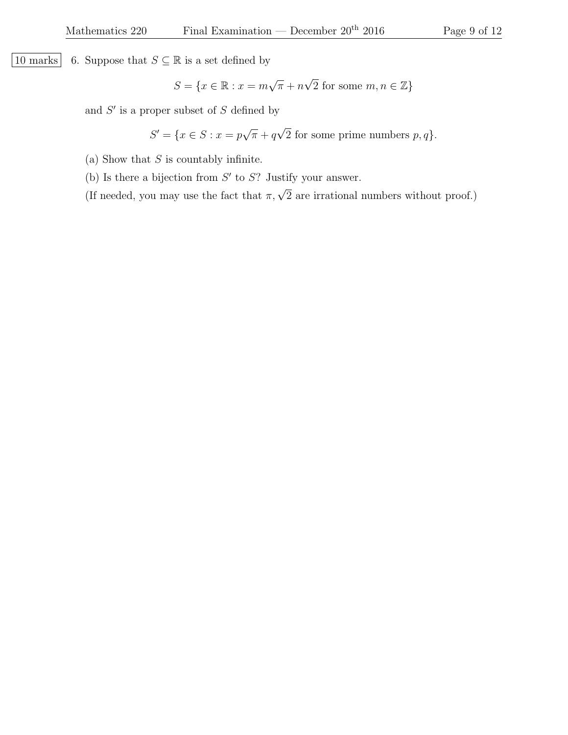10 marks 6. Suppose that $S \subseteq \mathbb{R}$ is a set defined by

$$S = \{x \in \mathbb{R} : x = m\sqrt{\pi} + n\sqrt{2} \text{ for some } m, n \in \mathbb{Z}\}$$

and $S'$ is a proper subset of $S$ defined by

$$S' = \{x \in S : x = p\sqrt{\pi} + q\sqrt{2} \text{ for some prime numbers } p, q\}.$$

(a) Show that $S$ is countably infinite.

(b) Is there a bijection from $S'$ to $S$? Justify your answer.

(If needed, you may use the fact that $\pi, \sqrt{2}$ are irrational numbers without proof.)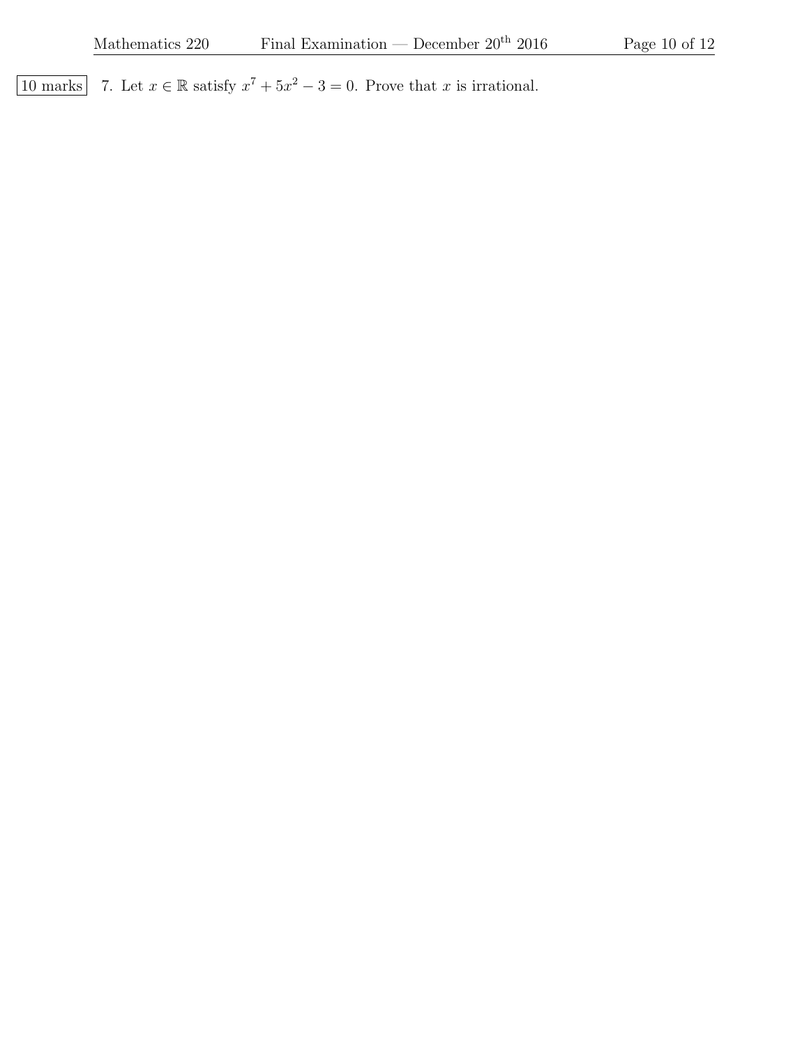10 marks 7. Let $x \in \mathbb{R}$ satisfy $x^7 + 5x^2 - 3 = 0$. Prove that $x$ is irrational.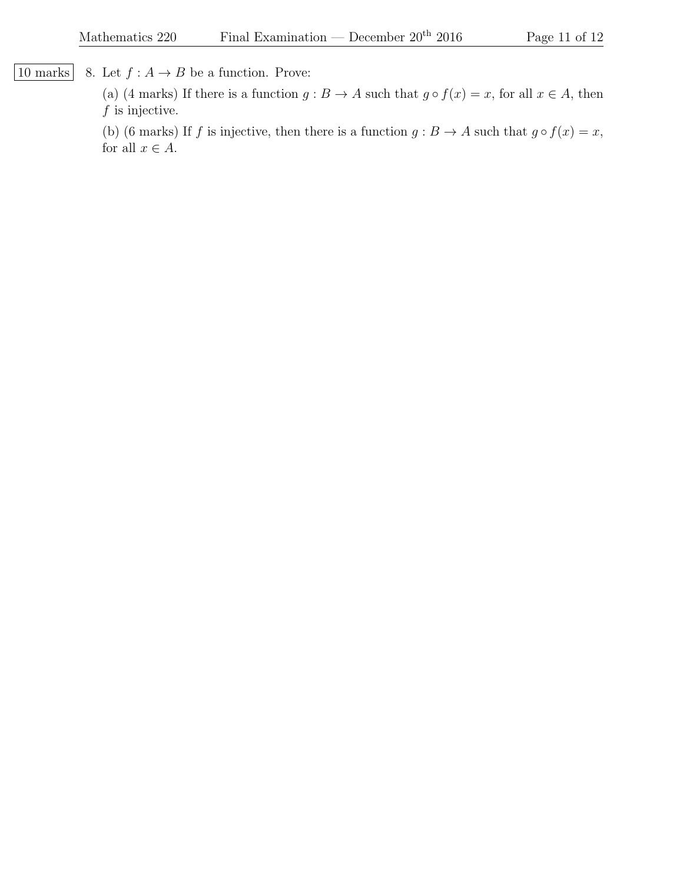10 marks

8. Let $f : A \to B$ be a function. Prove:

(a) (4 marks) If there is a function $g : B \to A$ such that $g \circ f(x) = x$, for all $x \in A$, then $f$ is injective.

(b) (6 marks) If $f$ is injective, then there is a function $g : B \to A$ such that $g \circ f(x) = x$, for all $x \in A$.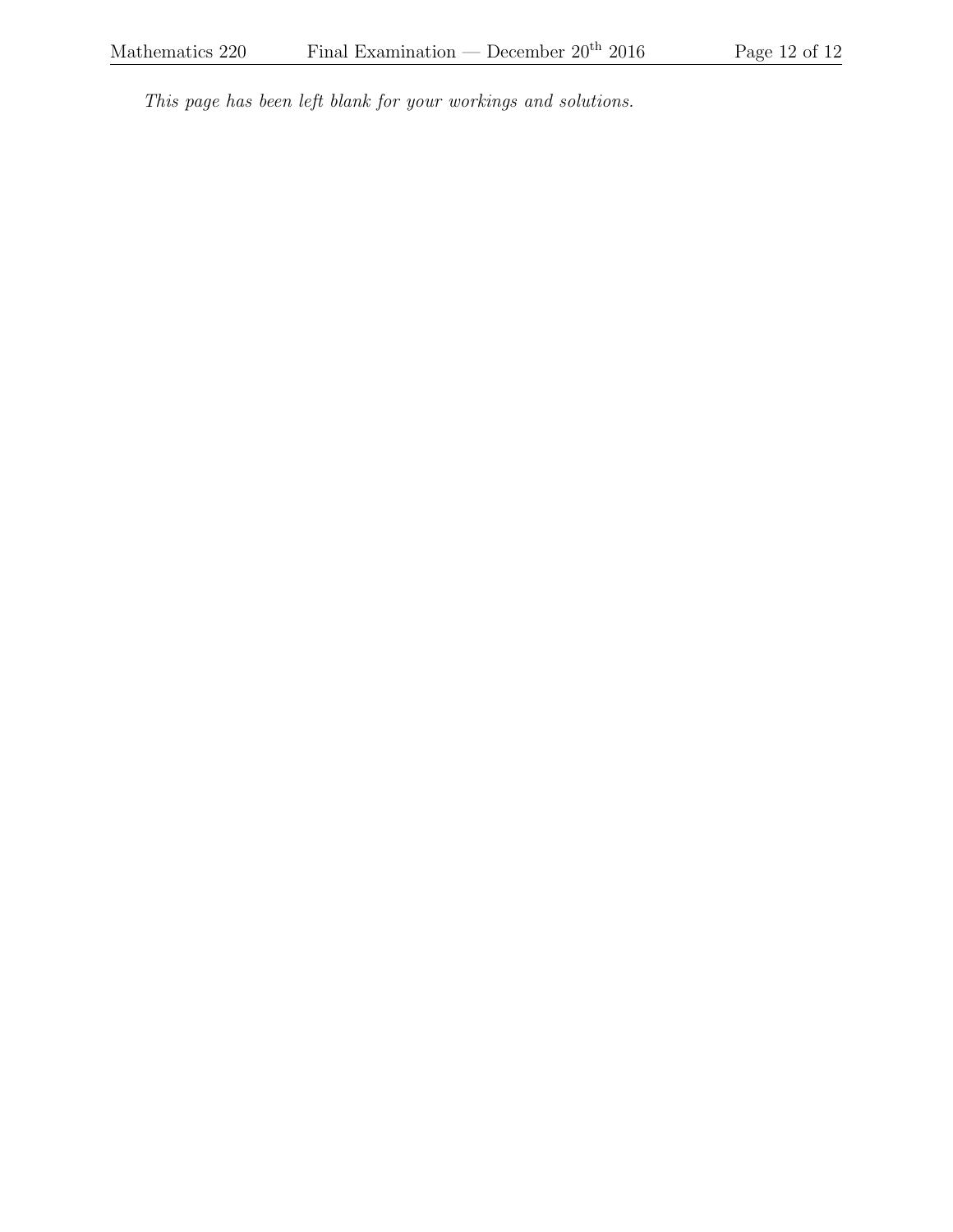*This page has been left blank for your workings and solutions.*